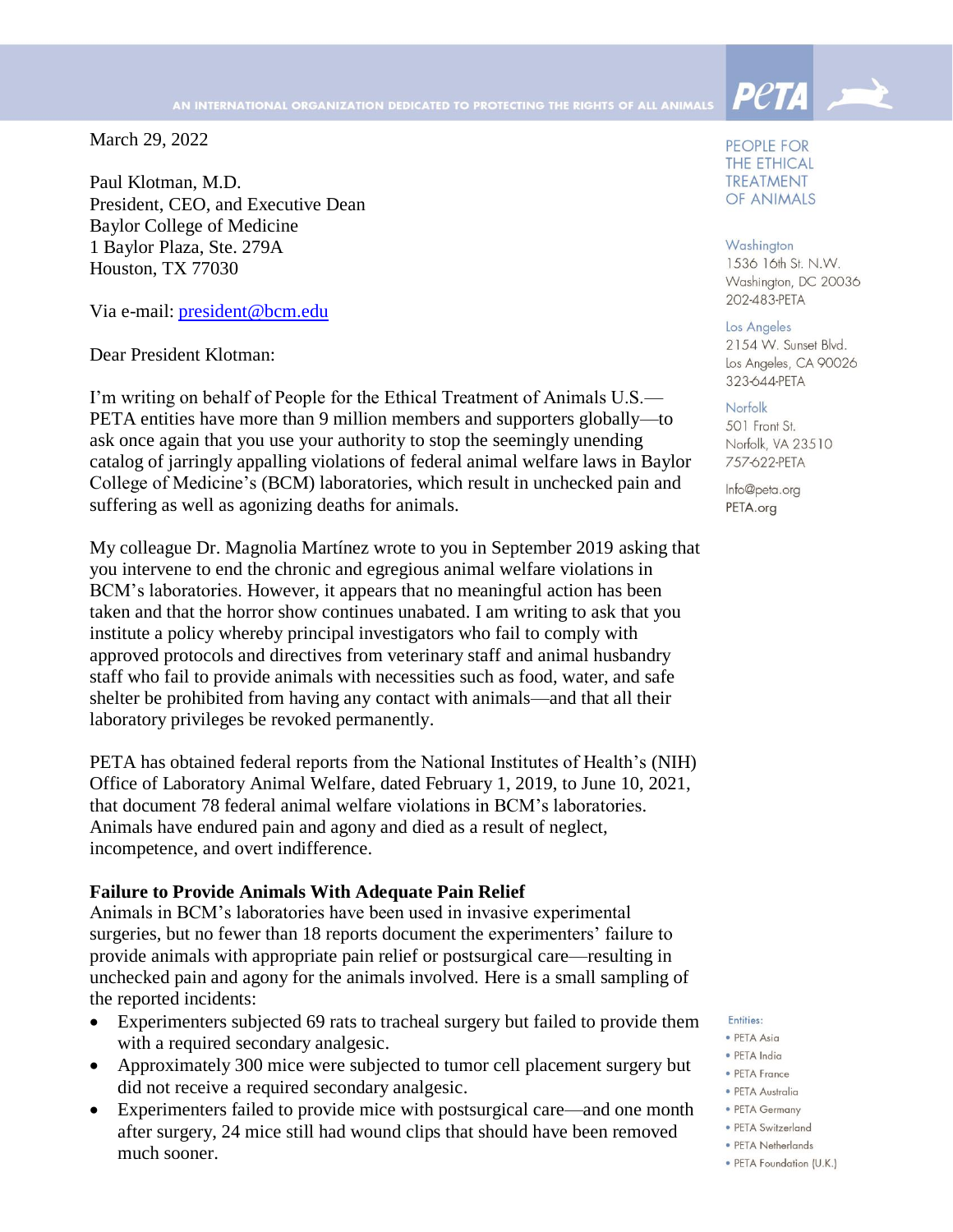AN INTERNATIONAL ORGANIZATION DEDICATED TO PROTECTING THE RIGHTS OF ALL ANIMALS

PETA

PEOPLE FOR THE ETHICAL TREATMENT OF ANIMALS

Washington
1536 16th St. N.W.
Washington, DC 20036
202-483-PETA

Los Angeles
2154 W. Sunset Blvd.
Los Angeles, CA 90026
323-644-PETA

Norfolk
501 Front St.
Norfolk, VA 23510
757-622-PETA

Info@peta.org
PETA.org

Entities:
- PETA Asia
- PETA India
- PETA France
- PETA Australia
- PETA Germany
- PETA Switzerland
- PETA Netherlands
- PETA Foundation (U.K.)

March 29, 2022

Paul Klotman, M.D.
President, CEO, and Executive Dean
Baylor College of Medicine
1 Baylor Plaza, Ste. 279A
Houston, TX 77030

Via e-mail: president@bcm.edu

Dear President Klotman:

I'm writing on behalf of People for the Ethical Treatment of Animals U.S.—PETA entities have more than 9 million members and supporters globally—to ask once again that you use your authority to stop the seemingly unending catalog of jarringly appalling violations of federal animal welfare laws in Baylor College of Medicine's (BCM) laboratories, which result in unchecked pain and suffering as well as agonizing deaths for animals.

My colleague Dr. Magnolia Martínez wrote to you in September 2019 asking that you intervene to end the chronic and egregious animal welfare violations in BCM's laboratories. However, it appears that no meaningful action has been taken and that the horror show continues unabated. I am writing to ask that you institute a policy whereby principal investigators who fail to comply with approved protocols and directives from veterinary staff and animal husbandry staff who fail to provide animals with necessities such as food, water, and safe shelter be prohibited from having any contact with animals—and that all their laboratory privileges be revoked permanently.

PETA has obtained federal reports from the National Institutes of Health's (NIH) Office of Laboratory Animal Welfare, dated February 1, 2019, to June 10, 2021, that document 78 federal animal welfare violations in BCM's laboratories. Animals have endured pain and agony and died as a result of neglect, incompetence, and overt indifference.

**Failure to Provide Animals With Adequate Pain Relief**

Animals in BCM's laboratories have been used in invasive experimental surgeries, but no fewer than 18 reports document the experimenters' failure to provide animals with appropriate pain relief or postsurgical care—resulting in unchecked pain and agony for the animals involved. Here is a small sampling of the reported incidents:

- Experimenters subjected 69 rats to tracheal surgery but failed to provide them with a required secondary analgesic.
- Approximately 300 mice were subjected to tumor cell placement surgery but did not receive a required secondary analgesic.
- Experimenters failed to provide mice with postsurgical care—and one month after surgery, 24 mice still had wound clips that should have been removed much sooner.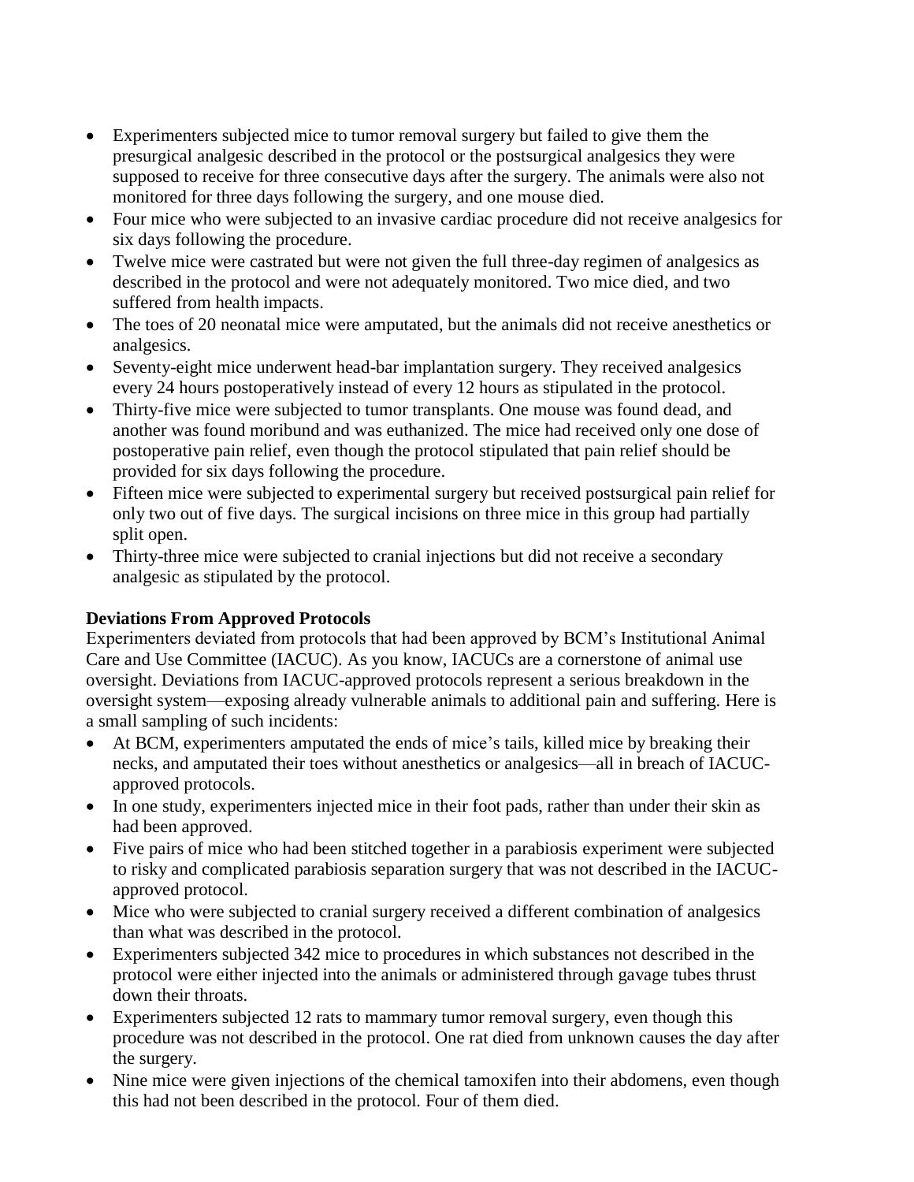- Experimenters subjected mice to tumor removal surgery but failed to give them the presurgical analgesic described in the protocol or the postsurgical analgesics they were supposed to receive for three consecutive days after the surgery. The animals were also not monitored for three days following the surgery, and one mouse died.
- Four mice who were subjected to an invasive cardiac procedure did not receive analgesics for six days following the procedure.
- Twelve mice were castrated but were not given the full three-day regimen of analgesics as described in the protocol and were not adequately monitored. Two mice died, and two suffered from health impacts.
- The toes of 20 neonatal mice were amputated, but the animals did not receive anesthetics or analgesics.
- Seventy-eight mice underwent head-bar implantation surgery. They received analgesics every 24 hours postoperatively instead of every 12 hours as stipulated in the protocol.
- Thirty-five mice were subjected to tumor transplants. One mouse was found dead, and another was found moribund and was euthanized. The mice had received only one dose of postoperative pain relief, even though the protocol stipulated that pain relief should be provided for six days following the procedure.
- Fifteen mice were subjected to experimental surgery but received postsurgical pain relief for only two out of five days. The surgical incisions on three mice in this group had partially split open.
- Thirty-three mice were subjected to cranial injections but did not receive a secondary analgesic as stipulated by the protocol.

**Deviations From Approved Protocols**

Experimenters deviated from protocols that had been approved by BCM's Institutional Animal Care and Use Committee (IACUC). As you know, IACUCs are a cornerstone of animal use oversight. Deviations from IACUC-approved protocols represent a serious breakdown in the oversight system—exposing already vulnerable animals to additional pain and suffering. Here is a small sampling of such incidents:

- At BCM, experimenters amputated the ends of mice's tails, killed mice by breaking their necks, and amputated their toes without anesthetics or analgesics—all in breach of IACUC-approved protocols.
- In one study, experimenters injected mice in their foot pads, rather than under their skin as had been approved.
- Five pairs of mice who had been stitched together in a parabiosis experiment were subjected to risky and complicated parabiosis separation surgery that was not described in the IACUC-approved protocol.
- Mice who were subjected to cranial surgery received a different combination of analgesics than what was described in the protocol.
- Experimenters subjected 342 mice to procedures in which substances not described in the protocol were either injected into the animals or administered through gavage tubes thrust down their throats.
- Experimenters subjected 12 rats to mammary tumor removal surgery, even though this procedure was not described in the protocol. One rat died from unknown causes the day after the surgery.
- Nine mice were given injections of the chemical tamoxifen into their abdomens, even though this had not been described in the protocol. Four of them died.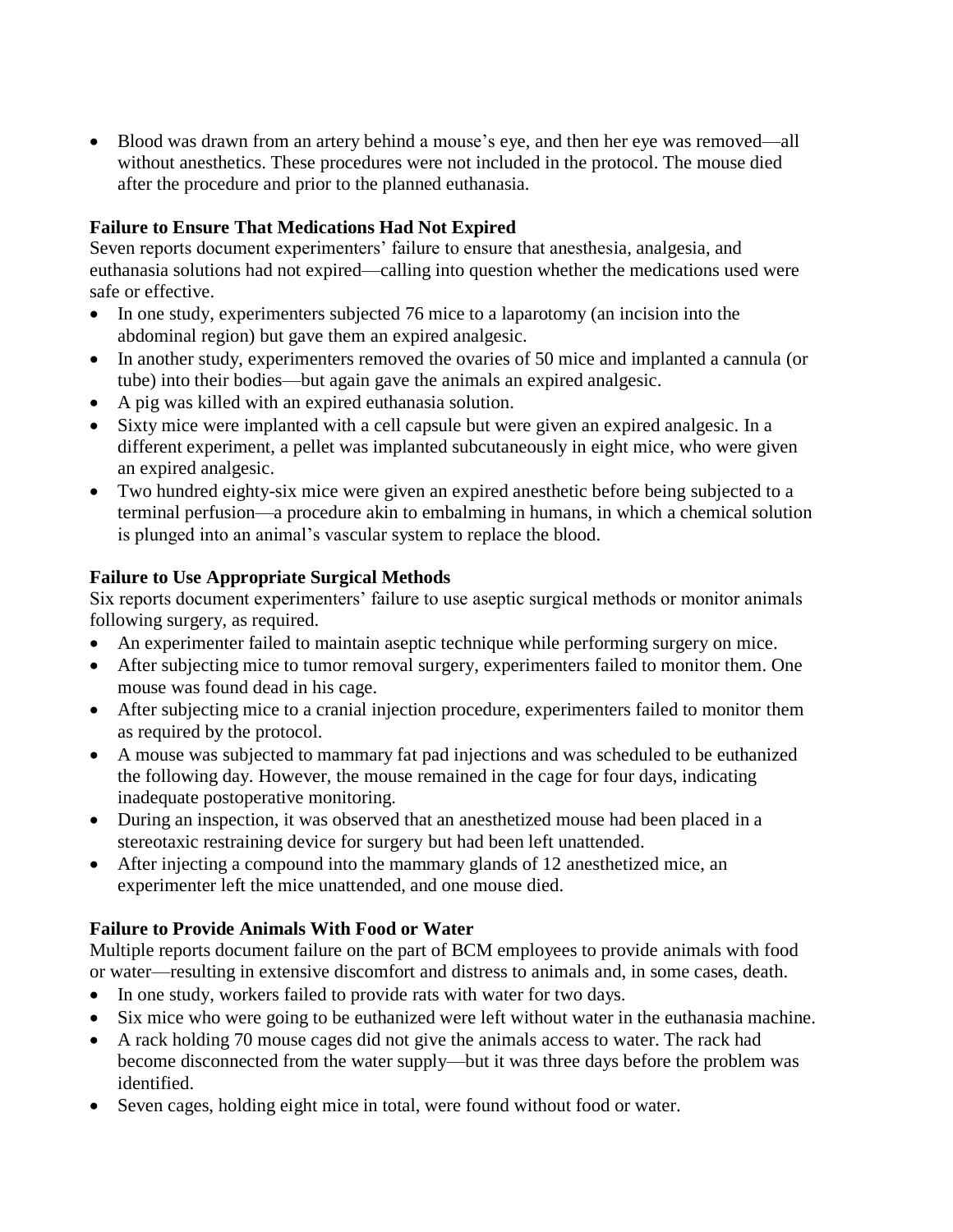- Blood was drawn from an artery behind a mouse's eye, and then her eye was removed—all without anesthetics. These procedures were not included in the protocol. The mouse died after the procedure and prior to the planned euthanasia.

**Failure to Ensure That Medications Had Not Expired**

Seven reports document experimenters' failure to ensure that anesthesia, analgesia, and euthanasia solutions had not expired—calling into question whether the medications used were safe or effective.

- In one study, experimenters subjected 76 mice to a laparotomy (an incision into the abdominal region) but gave them an expired analgesic.
- In another study, experimenters removed the ovaries of 50 mice and implanted a cannula (or tube) into their bodies—but again gave the animals an expired analgesic.
- A pig was killed with an expired euthanasia solution.
- Sixty mice were implanted with a cell capsule but were given an expired analgesic. In a different experiment, a pellet was implanted subcutaneously in eight mice, who were given an expired analgesic.
- Two hundred eighty-six mice were given an expired anesthetic before being subjected to a terminal perfusion—a procedure akin to embalming in humans, in which a chemical solution is plunged into an animal's vascular system to replace the blood.

**Failure to Use Appropriate Surgical Methods**

Six reports document experimenters' failure to use aseptic surgical methods or monitor animals following surgery, as required.

- An experimenter failed to maintain aseptic technique while performing surgery on mice.
- After subjecting mice to tumor removal surgery, experimenters failed to monitor them. One mouse was found dead in his cage.
- After subjecting mice to a cranial injection procedure, experimenters failed to monitor them as required by the protocol.
- A mouse was subjected to mammary fat pad injections and was scheduled to be euthanized the following day. However, the mouse remained in the cage for four days, indicating inadequate postoperative monitoring.
- During an inspection, it was observed that an anesthetized mouse had been placed in a stereotaxic restraining device for surgery but had been left unattended.
- After injecting a compound into the mammary glands of 12 anesthetized mice, an experimenter left the mice unattended, and one mouse died.

**Failure to Provide Animals With Food or Water**

Multiple reports document failure on the part of BCM employees to provide animals with food or water—resulting in extensive discomfort and distress to animals and, in some cases, death.

- In one study, workers failed to provide rats with water for two days.
- Six mice who were going to be euthanized were left without water in the euthanasia machine.
- A rack holding 70 mouse cages did not give the animals access to water. The rack had become disconnected from the water supply—but it was three days before the problem was identified.
- Seven cages, holding eight mice in total, were found without food or water.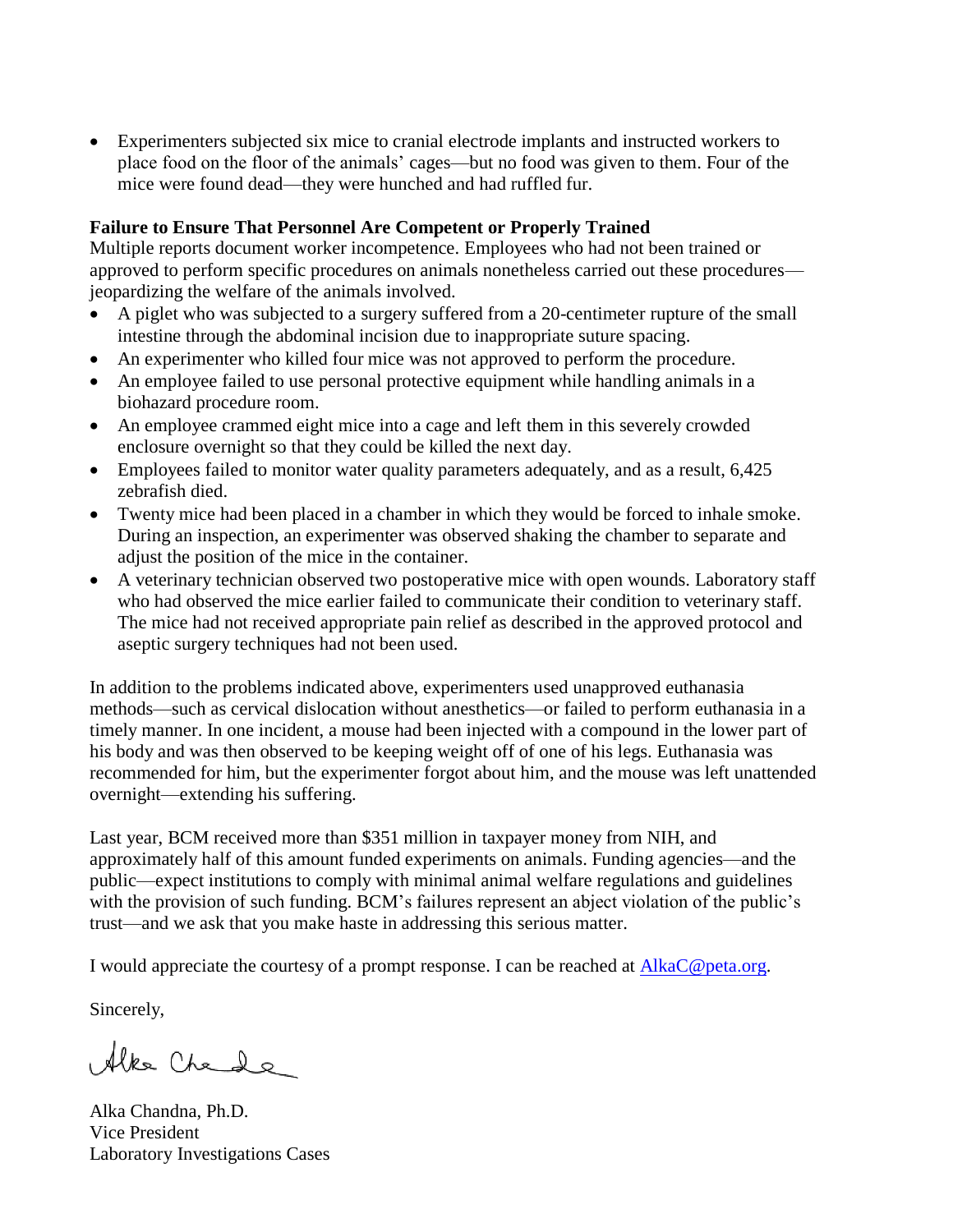- Experimenters subjected six mice to cranial electrode implants and instructed workers to place food on the floor of the animals' cages—but no food was given to them. Four of the mice were found dead—they were hunched and had ruffled fur.

**Failure to Ensure That Personnel Are Competent or Properly Trained**

Multiple reports document worker incompetence. Employees who had not been trained or approved to perform specific procedures on animals nonetheless carried out these procedures—jeopardizing the welfare of the animals involved.

- A piglet who was subjected to a surgery suffered from a 20-centimeter rupture of the small intestine through the abdominal incision due to inappropriate suture spacing.
- An experimenter who killed four mice was not approved to perform the procedure.
- An employee failed to use personal protective equipment while handling animals in a biohazard procedure room.
- An employee crammed eight mice into a cage and left them in this severely crowded enclosure overnight so that they could be killed the next day.
- Employees failed to monitor water quality parameters adequately, and as a result, 6,425 zebrafish died.
- Twenty mice had been placed in a chamber in which they would be forced to inhale smoke. During an inspection, an experimenter was observed shaking the chamber to separate and adjust the position of the mice in the container.
- A veterinary technician observed two postoperative mice with open wounds. Laboratory staff who had observed the mice earlier failed to communicate their condition to veterinary staff. The mice had not received appropriate pain relief as described in the approved protocol and aseptic surgery techniques had not been used.

In addition to the problems indicated above, experimenters used unapproved euthanasia methods—such as cervical dislocation without anesthetics—or failed to perform euthanasia in a timely manner. In one incident, a mouse had been injected with a compound in the lower part of his body and was then observed to be keeping weight off of one of his legs. Euthanasia was recommended for him, but the experimenter forgot about him, and the mouse was left unattended overnight—extending his suffering.

Last year, BCM received more than $351 million in taxpayer money from NIH, and approximately half of this amount funded experiments on animals. Funding agencies—and the public—expect institutions to comply with minimal animal welfare regulations and guidelines with the provision of such funding. BCM's failures represent an abject violation of the public's trust—and we ask that you make haste in addressing this serious matter.

I would appreciate the courtesy of a prompt response. I can be reached at AlkaC@peta.org.

Sincerely,

Alka Chandna, Ph.D.
Vice President
Laboratory Investigations Cases